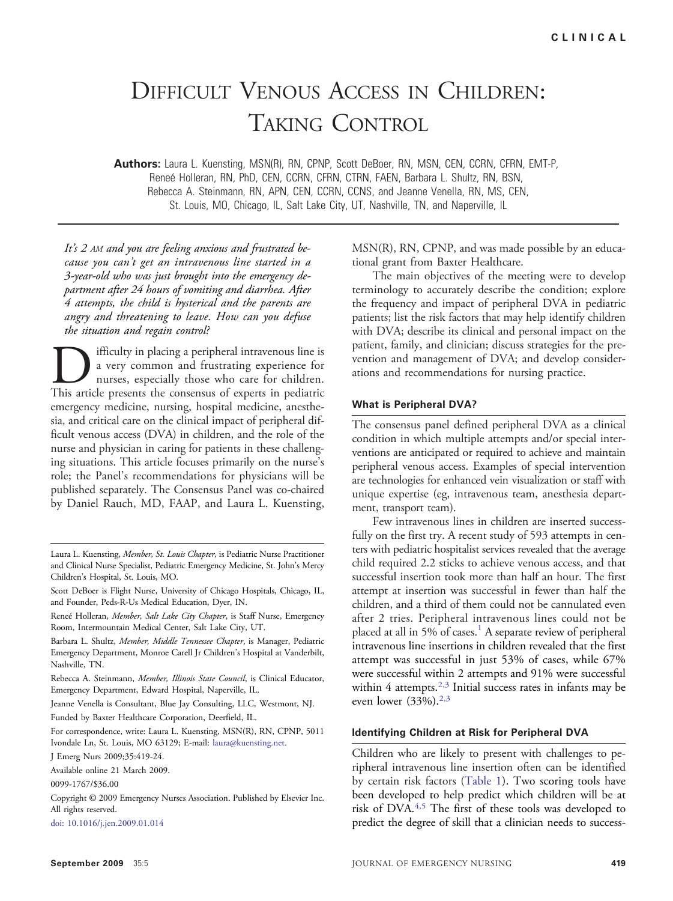# Difficult Venous Access in Children: Taking Control

**Authors:** Laura L. Kuensting, MSN(R), RN, CPNP, Scott DeBoer, RN, MSN, CEN, CCRN, CFRN, EMT-P, Reneé Holleran, RN, PhD, CEN, CCRN, CFRN, CTRN, FAEN, Barbara L. Shultz, RN, BSN, Rebecca A. Steinmann, RN, APN, CEN, CCRN, CCNS, and Jeanne Venella, RN, MS, CEN, St. Louis, MO, Chicago, IL, Salt Lake City, UT, Nashville, TN, and Naperville, IL

*It's 2 AM and you are feeling anxious and frustrated because you can't get an intravenous line started in a 3-year-old who was just brought into the emergency department after 24 hours of vomiting and diarrhea. After 4 attempts, the child is hysterical and the parents are angry and threatening to leave. How can you defuse the situation and regain control?*

Difficulty in placing a peripheral intravenous line is a very common and frustrating experience for nurses, especially those who care for children. This article presents the consensus of experts in pediatric emergency medicine, nursing, hospital medicine, anesthesia, and critical care on the clinical impact of peripheral difficult venous access (DVA) in children, and the role of the nurse and physician in caring for patients in these challenging situations. This article focuses primarily on the nurse's role; the Panel's recommendations for physicians will be published separately. The Consensus Panel was co-chaired by Daniel Rauch, MD, FAAP, and Laura L. Kuensting, MSN(R), RN, CPNP, and was made possible by an educational grant from Baxter Healthcare.

The main objectives of the meeting were to develop terminology to accurately describe the condition; explore the frequency and impact of peripheral DVA in pediatric patients; list the risk factors that may help identify children with DVA; describe its clinical and personal impact on the patient, family, and clinician; discuss strategies for the prevention and management of DVA; and develop considerations and recommendations for nursing practice.

### What is Peripheral DVA?

The consensus panel defined peripheral DVA as a clinical condition in which multiple attempts and/or special interventions are anticipated or required to achieve and maintain peripheral venous access. Examples of special intervention are technologies for enhanced vein visualization or staff with unique expertise (eg, intravenous team, anesthesia department, transport team).

Few intravenous lines in children are inserted successfully on the first try. A recent study of 593 attempts in centers with pediatric hospitalist services revealed that the average child required 2.2 sticks to achieve venous access, and that successful insertion took more than half an hour. The first attempt at insertion was successful in fewer than half the children, and a third of them could not be cannulated even after 2 tries. Peripheral intravenous lines could not be placed at all in 5% of cases.[1] A separate review of peripheral intravenous line insertions in children revealed that the first attempt was successful in just 53% of cases, while 67% were successful within 2 attempts and 91% were successful within 4 attempts.[2,3] Initial success rates in infants may be even lower (33%).[2,3]

### Identifying Children at Risk for Peripheral DVA

Children who are likely to present with challenges to peripheral intravenous line insertion often can be identified by certain risk factors (Table 1). Two scoring tools have been developed to help predict which children will be at risk of DVA.[4,5] The first of these tools was developed to predict the degree of skill that a clinician needs to success-

---

Laura L. Kuensting, *Member, St. Louis Chapter*, is Pediatric Nurse Practitioner and Clinical Nurse Specialist, Pediatric Emergency Medicine, St. John's Mercy Children's Hospital, St. Louis, MO.

Scott DeBoer is Flight Nurse, University of Chicago Hospitals, Chicago, IL, and Founder, Peds-R-Us Medical Education, Dyer, IN.

Reneé Holleran, *Member, Salt Lake City Chapter*, is Staff Nurse, Emergency Room, Intermountain Medical Center, Salt Lake City, UT.

Barbara L. Shultz, *Member, Middle Tennessee Chapter*, is Manager, Pediatric Emergency Department, Monroe Carell Jr Children's Hospital at Vanderbilt, Nashville, TN.

Rebecca A. Steinmann, *Member, Illinois State Council*, is Clinical Educator, Emergency Department, Edward Hospital, Naperville, IL.

Jeanne Venella is Consultant, Blue Jay Consulting, LLC, Westmont, NJ.

Funded by Baxter Healthcare Corporation, Deerfield, IL.

For correspondence, write: Laura L. Kuensting, MSN(R), RN, CPNP, 5011 Ivondale Ln, St. Louis, MO 63129; E-mail: laura@kuensting.net.

J Emerg Nurs 2009;35:419-24.

Available online 21 March 2009.

0099-1767/$36.00

Copyright © 2009 Emergency Nurses Association. Published by Elsevier Inc. All rights reserved.

doi: 10.1016/j.jen.2009.01.014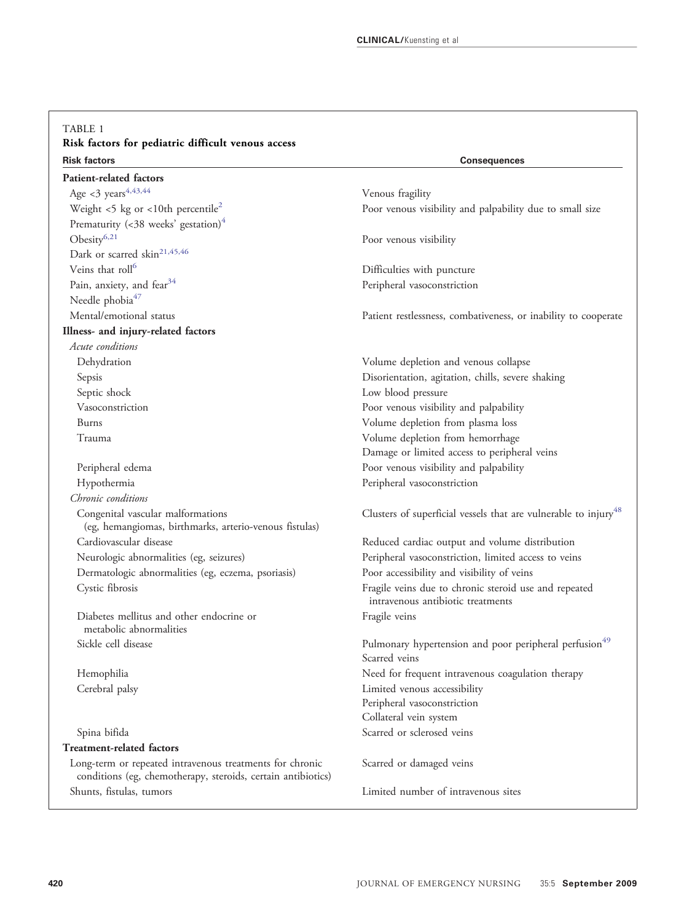TABLE 1

**Risk factors for pediatric difficult venous access**

| Risk factors | Consequences |
|---|---|
| **Patient-related factors** | |
| Age <3 years[4,43,44] | Venous fragility |
| Weight <5 kg or <10th percentile[2] | Poor venous visibility and palpability due to small size |
| Prematurity (<38 weeks' gestation)[4] | |
| Obesity[6,21] | Poor venous visibility |
| Dark or scarred skin[21,45,46] | |
| Veins that roll[6] | Difficulties with puncture |
| Pain, anxiety, and fear[34] | Peripheral vasoconstriction |
| Needle phobia[47] | |
| Mental/emotional status | Patient restlessness, combativeness, or inability to cooperate |
| **Illness- and injury-related factors** | |
| *Acute conditions* | |
| Dehydration | Volume depletion and venous collapse |
| Sepsis | Disorientation, agitation, chills, severe shaking |
| Septic shock | Low blood pressure |
| Vasoconstriction | Poor venous visibility and palpability |
| Burns | Volume depletion from plasma loss |
| Trauma | Volume depletion from hemorrhage<br>Damage or limited access to peripheral veins |
| Peripheral edema | Poor venous visibility and palpability |
| Hypothermia | Peripheral vasoconstriction |
| *Chronic conditions* | |
| Congenital vascular malformations (eg, hemangiomas, birthmarks, arterio-venous fistulas) | Clusters of superficial vessels that are vulnerable to injury[48] |
| Cardiovascular disease | Reduced cardiac output and volume distribution |
| Neurologic abnormalities (eg, seizures) | Peripheral vasoconstriction, limited access to veins |
| Dermatologic abnormalities (eg, eczema, psoriasis) | Poor accessibility and visibility of veins |
| Cystic fibrosis | Fragile veins due to chronic steroid use and repeated intravenous antibiotic treatments |
| Diabetes mellitus and other endocrine or metabolic abnormalities | Fragile veins |
| Sickle cell disease | Pulmonary hypertension and poor peripheral perfusion[49]<br>Scarred veins |
| Hemophilia | Need for frequent intravenous coagulation therapy |
| Cerebral palsy | Limited venous accessibility<br>Peripheral vasoconstriction<br>Collateral vein system |
| Spina bifida | Scarred or sclerosed veins |
| **Treatment-related factors** | |
| Long-term or repeated intravenous treatments for chronic conditions (eg, chemotherapy, steroids, certain antibiotics) | Scarred or damaged veins |
| Shunts, fistulas, tumors | Limited number of intravenous sites |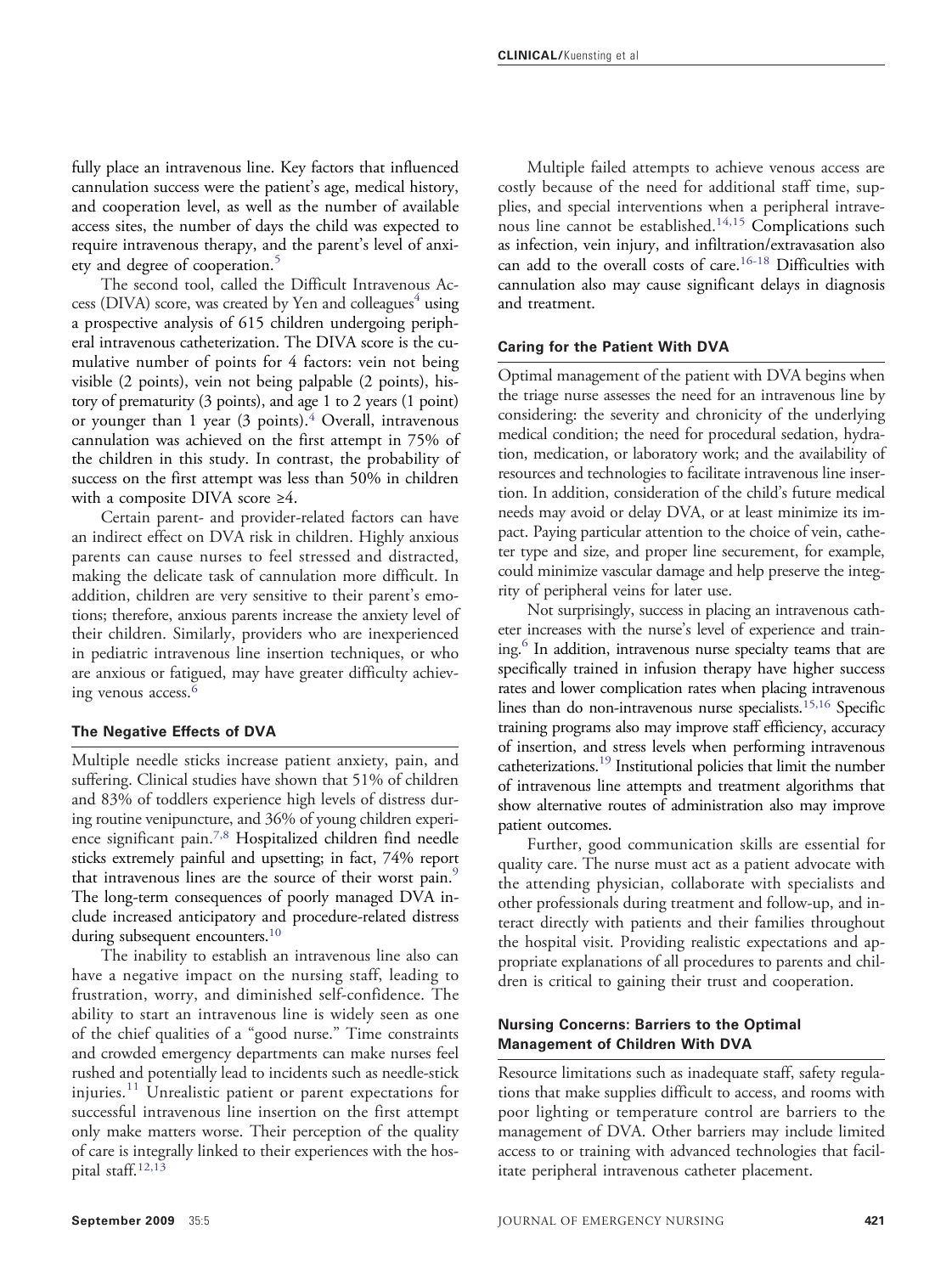fully place an intravenous line. Key factors that influenced cannulation success were the patient's age, medical history, and cooperation level, as well as the number of available access sites, the number of days the child was expected to require intravenous therapy, and the parent's level of anxiety and degree of cooperation.[5]

The second tool, called the Difficult Intravenous Access (DIVA) score, was created by Yen and colleagues[4] using a prospective analysis of 615 children undergoing peripheral intravenous catheterization. The DIVA score is the cumulative number of points for 4 factors: vein not being visible (2 points), vein not being palpable (2 points), history of prematurity (3 points), and age 1 to 2 years (1 point) or younger than 1 year (3 points).[4] Overall, intravenous cannulation was achieved on the first attempt in 75% of the children in this study. In contrast, the probability of success on the first attempt was less than 50% in children with a composite DIVA score ≥4.

Certain parent- and provider-related factors can have an indirect effect on DVA risk in children. Highly anxious parents can cause nurses to feel stressed and distracted, making the delicate task of cannulation more difficult. In addition, children are very sensitive to their parent's emotions; therefore, anxious parents increase the anxiety level of their children. Similarly, providers who are inexperienced in pediatric intravenous line insertion techniques, or who are anxious or fatigued, may have greater difficulty achieving venous access.[6]

### The Negative Effects of DVA

Multiple needle sticks increase patient anxiety, pain, and suffering. Clinical studies have shown that 51% of children and 83% of toddlers experience high levels of distress during routine venipuncture, and 36% of young children experience significant pain.[7,8] Hospitalized children find needle sticks extremely painful and upsetting; in fact, 74% report that intravenous lines are the source of their worst pain.[9] The long-term consequences of poorly managed DVA include increased anticipatory and procedure-related distress during subsequent encounters.[10]

The inability to establish an intravenous line also can have a negative impact on the nursing staff, leading to frustration, worry, and diminished self-confidence. The ability to start an intravenous line is widely seen as one of the chief qualities of a "good nurse." Time constraints and crowded emergency departments can make nurses feel rushed and potentially lead to incidents such as needle-stick injuries.[11] Unrealistic patient or parent expectations for successful intravenous line insertion on the first attempt only make matters worse. Their perception of the quality of care is integrally linked to their experiences with the hospital staff.[12,13]

Multiple failed attempts to achieve venous access are costly because of the need for additional staff time, supplies, and special interventions when a peripheral intravenous line cannot be established.[14,15] Complications such as infection, vein injury, and infiltration/extravasation also can add to the overall costs of care.[16-18] Difficulties with cannulation also may cause significant delays in diagnosis and treatment.

### Caring for the Patient With DVA

Optimal management of the patient with DVA begins when the triage nurse assesses the need for an intravenous line by considering: the severity and chronicity of the underlying medical condition; the need for procedural sedation, hydration, medication, or laboratory work; and the availability of resources and technologies to facilitate intravenous line insertion. In addition, consideration of the child's future medical needs may avoid or delay DVA, or at least minimize its impact. Paying particular attention to the choice of vein, catheter type and size, and proper line securement, for example, could minimize vascular damage and help preserve the integrity of peripheral veins for later use.

Not surprisingly, success in placing an intravenous catheter increases with the nurse's level of experience and training.[6] In addition, intravenous nurse specialty teams that are specifically trained in infusion therapy have higher success rates and lower complication rates when placing intravenous lines than do non-intravenous nurse specialists.[15,16] Specific training programs also may improve staff efficiency, accuracy of insertion, and stress levels when performing intravenous catheterizations.[19] Institutional policies that limit the number of intravenous line attempts and treatment algorithms that show alternative routes of administration also may improve patient outcomes.

Further, good communication skills are essential for quality care. The nurse must act as a patient advocate with the attending physician, collaborate with specialists and other professionals during treatment and follow-up, and interact directly with patients and their families throughout the hospital visit. Providing realistic expectations and appropriate explanations of all procedures to parents and children is critical to gaining their trust and cooperation.

### Nursing Concerns: Barriers to the Optimal Management of Children With DVA

Resource limitations such as inadequate staff, safety regulations that make supplies difficult to access, and rooms with poor lighting or temperature control are barriers to the management of DVA. Other barriers may include limited access to or training with advanced technologies that facilitate peripheral intravenous catheter placement.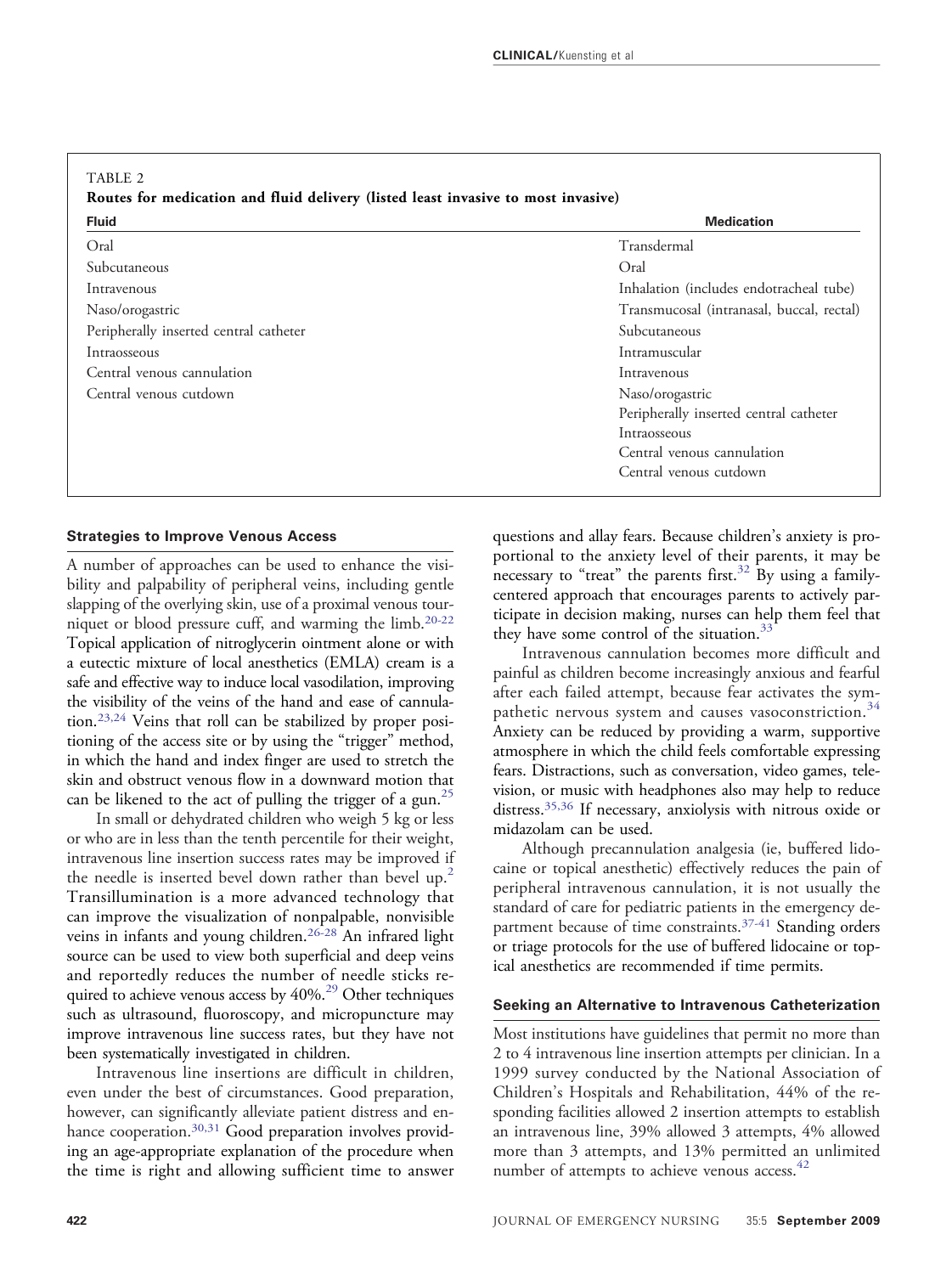TABLE 2

**Routes for medication and fluid delivery (listed least invasive to most invasive)**

| Fluid | Medication |
| --- | --- |
| Oral | Transdermal |
| Subcutaneous | Oral |
| Intravenous | Inhalation (includes endotracheal tube) |
| Naso/orogastric | Transmucosal (intranasal, buccal, rectal) |
| Peripherally inserted central catheter | Subcutaneous |
| Intraosseous | Intramuscular |
| Central venous cannulation | Intravenous |
| Central venous cutdown | Naso/orogastric |
| | Peripherally inserted central catheter |
| | Intraosseous |
| | Central venous cannulation |
| | Central venous cutdown |

### Strategies to Improve Venous Access

A number of approaches can be used to enhance the visibility and palpability of peripheral veins, including gentle slapping of the overlying skin, use of a proximal venous tourniquet or blood pressure cuff, and warming the limb.[20-22] Topical application of nitroglycerin ointment alone or with a eutectic mixture of local anesthetics (EMLA) cream is a safe and effective way to induce local vasodilation, improving the visibility of the veins of the hand and ease of cannulation.[23,24] Veins that roll can be stabilized by proper positioning of the access site or by using the "trigger" method, in which the hand and index finger are used to stretch the skin and obstruct venous flow in a downward motion that can be likened to the act of pulling the trigger of a gun.[25]

In small or dehydrated children who weigh 5 kg or less or who are in less than the tenth percentile for their weight, intravenous line insertion success rates may be improved if the needle is inserted bevel down rather than bevel up.[2] Transillumination is a more advanced technology that can improve the visualization of nonpalpable, nonvisible veins in infants and young children.[26-28] An infrared light source can be used to view both superficial and deep veins and reportedly reduces the number of needle sticks required to achieve venous access by 40%.[29] Other techniques such as ultrasound, fluoroscopy, and micropuncture may improve intravenous line success rates, but they have not been systematically investigated in children.

Intravenous line insertions are difficult in children, even under the best of circumstances. Good preparation, however, can significantly alleviate patient distress and enhance cooperation.[30,31] Good preparation involves providing an age-appropriate explanation of the procedure when the time is right and allowing sufficient time to answer questions and allay fears. Because children's anxiety is proportional to the anxiety level of their parents, it may be necessary to "treat" the parents first.[32] By using a family-centered approach that encourages parents to actively participate in decision making, nurses can help them feel that they have some control of the situation.[33]

Intravenous cannulation becomes more difficult and painful as children become increasingly anxious and fearful after each failed attempt, because fear activates the sympathetic nervous system and causes vasoconstriction.[34] Anxiety can be reduced by providing a warm, supportive atmosphere in which the child feels comfortable expressing fears. Distractions, such as conversation, video games, television, or music with headphones also may help to reduce distress.[35,36] If necessary, anxiolysis with nitrous oxide or midazolam can be used.

Although precannulation analgesia (ie, buffered lidocaine or topical anesthetic) effectively reduces the pain of peripheral intravenous cannulation, it is not usually the standard of care for pediatric patients in the emergency department because of time constraints.[37-41] Standing orders or triage protocols for the use of buffered lidocaine or topical anesthetics are recommended if time permits.

### Seeking an Alternative to Intravenous Catheterization

Most institutions have guidelines that permit no more than 2 to 4 intravenous line insertion attempts per clinician. In a 1999 survey conducted by the National Association of Children's Hospitals and Rehabilitation, 44% of the responding facilities allowed 2 insertion attempts to establish an intravenous line, 39% allowed 3 attempts, 4% allowed more than 3 attempts, and 13% permitted an unlimited number of attempts to achieve venous access.[42]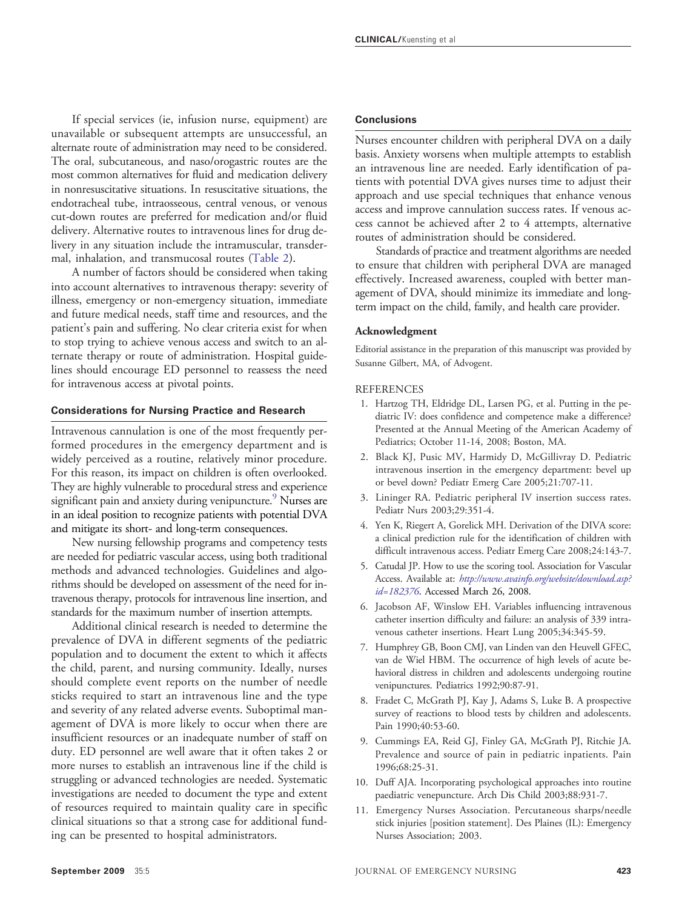If special services (ie, infusion nurse, equipment) are unavailable or subsequent attempts are unsuccessful, an alternate route of administration may need to be considered. The oral, subcutaneous, and naso/orogastric routes are the most common alternatives for fluid and medication delivery in nonresuscitative situations. In resuscitative situations, the endotracheal tube, intraosseous, central venous, or venous cut-down routes are preferred for medication and/or fluid delivery. Alternative routes to intravenous lines for drug delivery in any situation include the intramuscular, transdermal, inhalation, and transmucosal routes (Table 2).

A number of factors should be considered when taking into account alternatives to intravenous therapy: severity of illness, emergency or non-emergency situation, immediate and future medical needs, staff time and resources, and the patient's pain and suffering. No clear criteria exist for when to stop trying to achieve venous access and switch to an alternate therapy or route of administration. Hospital guidelines should encourage ED personnel to reassess the need for intravenous access at pivotal points.

### Considerations for Nursing Practice and Research

Intravenous cannulation is one of the most frequently performed procedures in the emergency department and is widely perceived as a routine, relatively minor procedure. For this reason, its impact on children is often overlooked. They are highly vulnerable to procedural stress and experience significant pain and anxiety during venipuncture.[9] Nurses are in an ideal position to recognize patients with potential DVA and mitigate its short- and long-term consequences.

New nursing fellowship programs and competency tests are needed for pediatric vascular access, using both traditional methods and advanced technologies. Guidelines and algorithms should be developed on assessment of the need for intravenous therapy, protocols for intravenous line insertion, and standards for the maximum number of insertion attempts.

Additional clinical research is needed to determine the prevalence of DVA in different segments of the pediatric population and to document the extent to which it affects the child, parent, and nursing community. Ideally, nurses should complete event reports on the number of needle sticks required to start an intravenous line and the type and severity of any related adverse events. Suboptimal management of DVA is more likely to occur when there are insufficient resources or an inadequate number of staff on duty. ED personnel are well aware that it often takes 2 or more nurses to establish an intravenous line if the child is struggling or advanced technologies are needed. Systematic investigations are needed to document the type and extent of resources required to maintain quality care in specific clinical situations so that a strong case for additional funding can be presented to hospital administrators.

### Conclusions

Nurses encounter children with peripheral DVA on a daily basis. Anxiety worsens when multiple attempts to establish an intravenous line are needed. Early identification of patients with potential DVA gives nurses time to adjust their approach and use special techniques that enhance venous access and improve cannulation success rates. If venous access cannot be achieved after 2 to 4 attempts, alternative routes of administration should be considered.

Standards of practice and treatment algorithms are needed to ensure that children with peripheral DVA are managed effectively. Increased awareness, coupled with better management of DVA, should minimize its immediate and long-term impact on the child, family, and health care provider.

### Acknowledgment

Editorial assistance in the preparation of this manuscript was provided by Susanne Gilbert, MA, of Advogent.

### REFERENCES

1. Hartzog TH, Eldridge DL, Larsen PG, et al. Putting in the pediatric IV: does confidence and competence make a difference? Presented at the Annual Meeting of the American Academy of Pediatrics; October 11-14, 2008; Boston, MA.
2. Black KJ, Pusic MV, Harmidy D, McGillivray D. Pediatric intravenous insertion in the emergency department: bevel up or bevel down? Pediatr Emerg Care 2005;21:707-11.
3. Lininger RA. Pediatric peripheral IV insertion success rates. Pediatr Nurs 2003;29:351-4.
4. Yen K, Riegert A, Gorelick MH. Derivation of the DIVA score: a clinical prediction rule for the identification of children with difficult intravenous access. Pediatr Emerg Care 2008;24:143-7.
5. Catudal JP. How to use the scoring tool. Association for Vascular Access. Available at: *http://www.avainfo.org/website/download.asp?id=182376*. Accessed March 26, 2008.
6. Jacobson AF, Winslow EH. Variables influencing intravenous catheter insertion difficulty and failure: an analysis of 339 intravenous catheter insertions. Heart Lung 2005;34:345-59.
7. Humphrey GB, Boon CMJ, van Linden van den Heuvell GFEC, van de Wiel HBM. The occurrence of high levels of acute behavioral distress in children and adolescents undergoing routine venipunctures. Pediatrics 1992;90:87-91.
8. Fradet C, McGrath PJ, Kay J, Adams S, Luke B. A prospective survey of reactions to blood tests by children and adolescents. Pain 1990;40:53-60.
9. Cummings EA, Reid GJ, Finley GA, McGrath PJ, Ritchie JA. Prevalence and source of pain in pediatric inpatients. Pain 1996;68:25-31.
10. Duff AJA. Incorporating psychological approaches into routine paediatric venepuncture. Arch Dis Child 2003;88:931-7.
11. Emergency Nurses Association. Percutaneous sharps/needle stick injuries [position statement]. Des Plaines (IL): Emergency Nurses Association; 2003.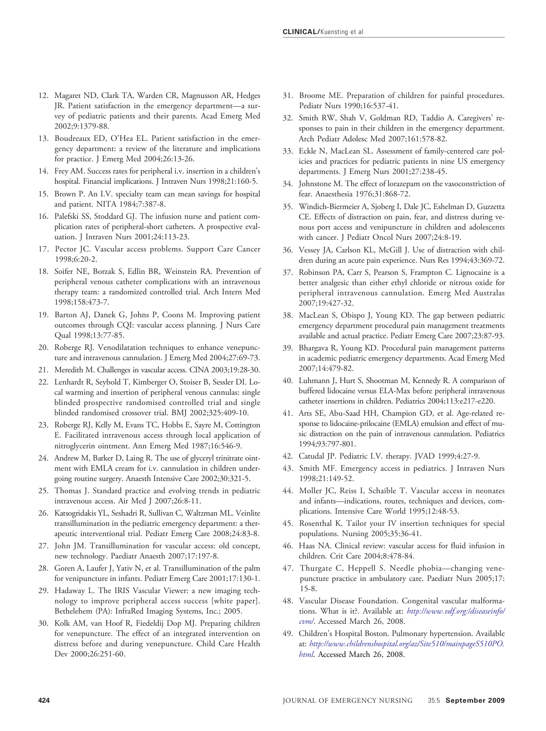12. Magaret ND, Clark TA, Warden CR, Magnusson AR, Hedges JR. Patient satisfaction in the emergency department—a survey of pediatric patients and their parents. Acad Emerg Med 2002;9:1379-88.
13. Boudreaux ED, O'Hea EL. Patient satisfaction in the emergency department: a review of the literature and implications for practice. J Emerg Med 2004;26:13-26.
14. Frey AM. Success rates for peripheral i.v. insertion in a children's hospital. Financial implications. J Intraven Nurs 1998;21:160-5.
15. Brown P. An I.V. specialty team can mean savings for hospital and patient. NITA 1984;7:387-8.
16. Palefski SS, Stoddard GJ. The infusion nurse and patient complication rates of peripheral-short catheters. A prospective evaluation. J Intraven Nurs 2001;24:113-23.
17. Pector JC. Vascular access problems. Support Care Cancer 1998;6:20-2.
18. Soifer NE, Borzak S, Edlin BR, Weinstein RA. Prevention of peripheral venous catheter complications with an intravenous therapy team: a randomized controlled trial. Arch Intern Med 1998;158:473-7.
19. Barton AJ, Danek G, Johns P, Coons M. Improving patient outcomes through CQI: vascular access planning. J Nurs Care Qual 1998;13:77-85.
20. Roberge RJ. Venodilatation techniques to enhance venepuncture and intravenous cannulation. J Emerg Med 2004;27:69-73.
21. Meredith M. Challenges in vascular access. CINA 2003;19:28-30.
22. Lenhardt R, Seybold T, Kimberger O, Stoiser B, Sessler DI. Local warming and insertion of peripheral venous cannulas: single blinded prospective randomised controlled trial and single blinded randomised crossover trial. BMJ 2002;325:409-10.
23. Roberge RJ, Kelly M, Evans TC, Hobbs E, Sayre M, Cottington E. Facilitated intravenous access through local application of nitroglycerin ointment. Ann Emerg Med 1987;16:546-9.
24. Andrew M, Barker D, Laing R. The use of glyceryl trinitrate ointment with EMLA cream for i.v. cannulation in children undergoing routine surgery. Anaesth Intensive Care 2002;30:321-5.
25. Thomas J. Standard practice and evolving trends in pediatric intravenous access. Air Med J 2007;26:8-11.
26. Katsogridakis YL, Seshadri R, Sullivan C, Waltzman ML. Veinlite transillumination in the pediatric emergency department: a therapeutic interventional trial. Pediatr Emerg Care 2008;24:83-8.
27. John JM. Transillumination for vascular access: old concept, new technology. Paediatr Anaesth 2007;17:197-8.
28. Goren A, Laufer J, Yativ N, et al. Transillumination of the palm for venipuncture in infants. Pediatr Emerg Care 2001;17:130-1.
29. Hadaway L. The IRIS Vascular Viewer: a new imaging technology to improve peripheral access success [white paper]. Bethelehem (PA): InfraRed Imaging Systems, Inc.; 2005.
30. Kolk AM, van Hoof R, Fiedeldij Dop MJ. Preparing children for venepuncture. The effect of an integrated intervention on distress before and during venepuncture. Child Care Health Dev 2000;26:251-60.
31. Broome ME. Preparation of children for painful procedures. Pediatr Nurs 1990;16:537-41.
32. Smith RW, Shah V, Goldman RD, Taddio A. Caregivers' responses to pain in their children in the emergency department. Arch Pediatr Adolesc Med 2007;161:578-82.
33. Eckle N, MacLean SL. Assessment of family-centered care policies and practices for pediatric patients in nine US emergency departments. J Emerg Nurs 2001;27:238-45.
34. Johnstone M. The effect of lorazepam on the vasoconstriction of fear. Anaesthesia 1976;31:868-72.
35. Windich-Biermeier A, Sjoberg I, Dale JC, Eshelman D, Guzzetta CE. Effects of distraction on pain, fear, and distress during venous port access and venipuncture in children and adolescents with cancer. J Pediatr Oncol Nurs 2007;24:8-19.
36. Vessey JA, Carlson KL, McGill J. Use of distraction with children during an acute pain experience. Nurs Res 1994;43:369-72.
37. Robinson PA, Carr S, Pearson S, Frampton C. Lignocaine is a better analgesic than either ethyl chloride or nitrous oxide for peripheral intravenous cannulation. Emerg Med Australas 2007;19:427-32.
38. MacLean S, Obispo J, Young KD. The gap between pediatric emergency department procedural pain management treatments available and actual practice. Pediatr Emerg Care 2007;23:87-93.
39. Bhargava R, Young KD. Procedural pain management patterns in academic pediatric emergency departments. Acad Emerg Med 2007;14:479-82.
40. Luhmann J, Hurt S, Shootman M, Kennedy R. A comparison of buffered lidocaine versus ELA-Max before peripheral intravenous catheter insertions in children. Pediatrics 2004;113:e217-e220.
41. Arts SE, Abu-Saad HH, Champion GD, et al. Age-related response to lidocaine-prilocaine (EMLA) emulsion and effect of music distraction on the pain of intravenous cannulation. Pediatrics 1994;93:797-801.
42. Catudal JP. Pediatric I.V. therapy. JVAD 1999;4:27-9.
43. Smith MF. Emergency access in pediatrics. J Intraven Nurs 1998;21:149-52.
44. Moller JC, Reiss I, Schaible T. Vascular access in neonates and infants—indications, routes, techniques and devices, complications. Intensive Care World 1995;12:48-53.
45. Rosenthal K. Tailor your IV insertion techniques for special populations. Nursing 2005;35:36-41.
46. Haas NA. Clinical review: vascular access for fluid infusion in children. Crit Care 2004;8:478-84.
47. Thurgate C, Heppell S. Needle phobia—changing venepuncture practice in ambulatory care. Paediatr Nurs 2005;17:15-8.
48. Vascular Disease Foundation. Congenital vascular malformations. What is it?. Available at: *http://www.vdf.org/diseaseinfo/cvm/*. Accessed March 26, 2008.
49. Children's Hospital Boston. Pulmonary hypertension. Available at: *http://www.childrenshospital.org/az/Site510/mainpageS510PO.html*. Accessed March 26, 2008.